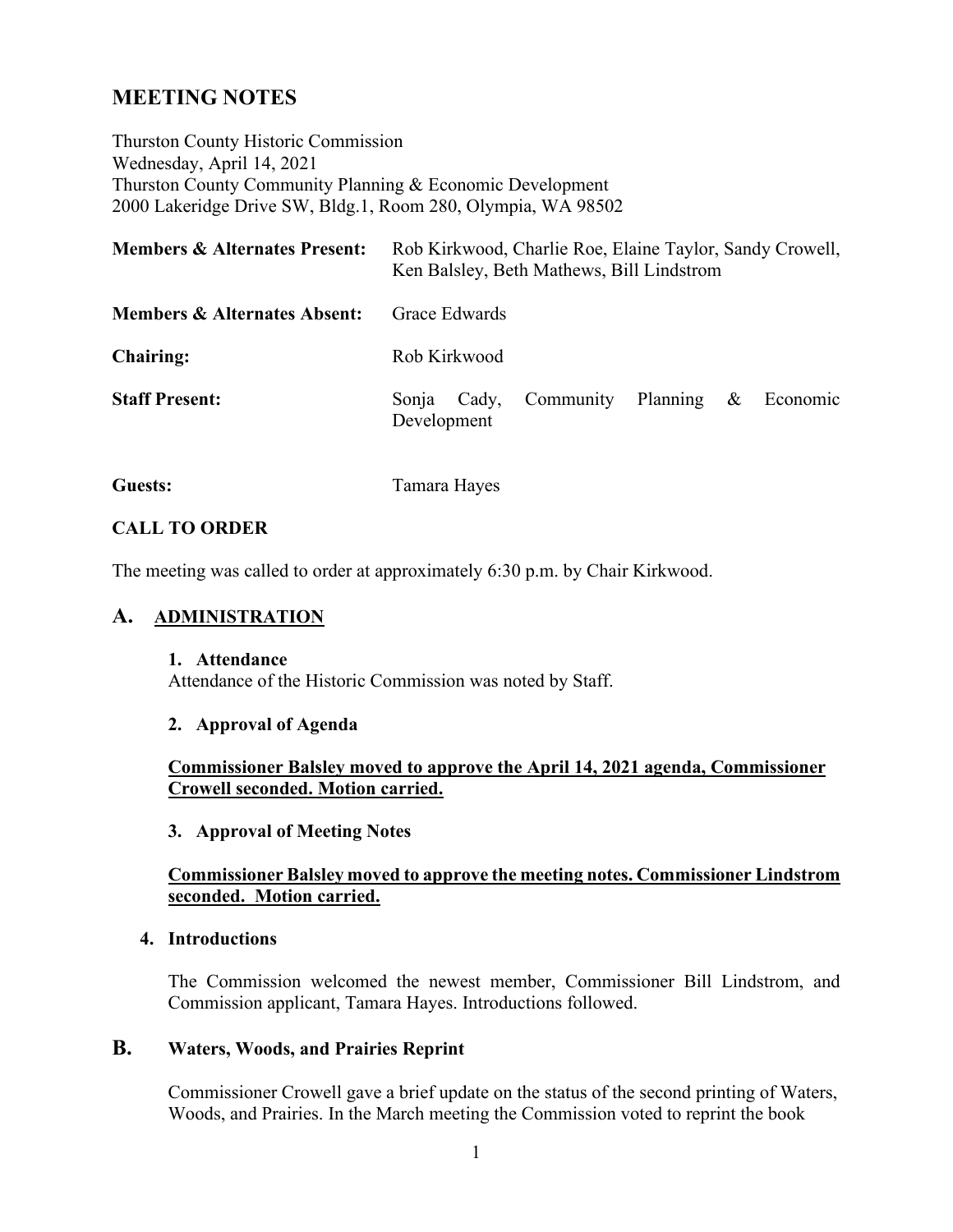# MEETING NOTES

Thurston County Historic Commission
Wednesday, April 14, 2021
Thurston County Community Planning & Economic Development
2000 Lakeridge Drive SW, Bldg.1, Room 280, Olympia, WA 98502

| | |
|---|---|
| **Members & Alternates Present:** | Rob Kirkwood, Charlie Roe, Elaine Taylor, Sandy Crowell, Ken Balsley, Beth Mathews, Bill Lindstrom |
| **Members & Alternates Absent:** | Grace Edwards |
| **Chairing:** | Rob Kirkwood |
| **Staff Present:** | Sonja Cady, Community Planning & Economic Development |
| **Guests:** | Tamara Hayes |

## CALL TO ORDER

The meeting was called to order at approximately 6:30 p.m. by Chair Kirkwood.

## A. ADMINISTRATION

### 1. Attendance

Attendance of the Historic Commission was noted by Staff.

### 2. Approval of Agenda

**Commissioner Balsley moved to approve the April 14, 2021 agenda, Commissioner Crowell seconded. Motion carried.**

### 3. Approval of Meeting Notes

**Commissioner Balsley moved to approve the meeting notes. Commissioner Lindstrom seconded. Motion carried.**

### 4. Introductions

The Commission welcomed the newest member, Commissioner Bill Lindstrom, and Commission applicant, Tamara Hayes. Introductions followed.

## B. Waters, Woods, and Prairies Reprint

Commissioner Crowell gave a brief update on the status of the second printing of Waters, Woods, and Prairies. In the March meeting the Commission voted to reprint the book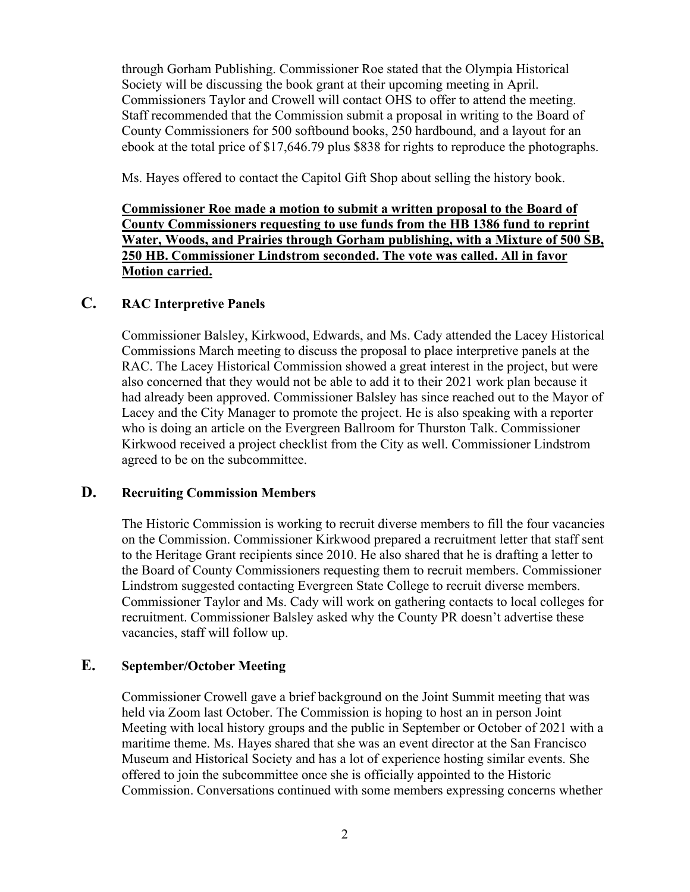through Gorham Publishing. Commissioner Roe stated that the Olympia Historical Society will be discussing the book grant at their upcoming meeting in April. Commissioners Taylor and Crowell will contact OHS to offer to attend the meeting. Staff recommended that the Commission submit a proposal in writing to the Board of County Commissioners for 500 softbound books, 250 hardbound, and a layout for an ebook at the total price of $17,646.79 plus $838 for rights to reproduce the photographs.

Ms. Hayes offered to contact the Capitol Gift Shop about selling the history book.

**Commissioner Roe made a motion to submit a written proposal to the Board of County Commissioners requesting to use funds from the HB 1386 fund to reprint Water, Woods, and Prairies through Gorham publishing, with a Mixture of 500 SB, 250 HB. Commissioner Lindstrom seconded. The vote was called. All in favor Motion carried.**

## C. RAC Interpretive Panels

Commissioner Balsley, Kirkwood, Edwards, and Ms. Cady attended the Lacey Historical Commissions March meeting to discuss the proposal to place interpretive panels at the RAC. The Lacey Historical Commission showed a great interest in the project, but were also concerned that they would not be able to add it to their 2021 work plan because it had already been approved. Commissioner Balsley has since reached out to the Mayor of Lacey and the City Manager to promote the project. He is also speaking with a reporter who is doing an article on the Evergreen Ballroom for Thurston Talk. Commissioner Kirkwood received a project checklist from the City as well. Commissioner Lindstrom agreed to be on the subcommittee.

## D. Recruiting Commission Members

The Historic Commission is working to recruit diverse members to fill the four vacancies on the Commission. Commissioner Kirkwood prepared a recruitment letter that staff sent to the Heritage Grant recipients since 2010. He also shared that he is drafting a letter to the Board of County Commissioners requesting them to recruit members. Commissioner Lindstrom suggested contacting Evergreen State College to recruit diverse members. Commissioner Taylor and Ms. Cady will work on gathering contacts to local colleges for recruitment. Commissioner Balsley asked why the County PR doesn't advertise these vacancies, staff will follow up.

## E. September/October Meeting

Commissioner Crowell gave a brief background on the Joint Summit meeting that was held via Zoom last October. The Commission is hoping to host an in person Joint Meeting with local history groups and the public in September or October of 2021 with a maritime theme. Ms. Hayes shared that she was an event director at the San Francisco Museum and Historical Society and has a lot of experience hosting similar events. She offered to join the subcommittee once she is officially appointed to the Historic Commission. Conversations continued with some members expressing concerns whether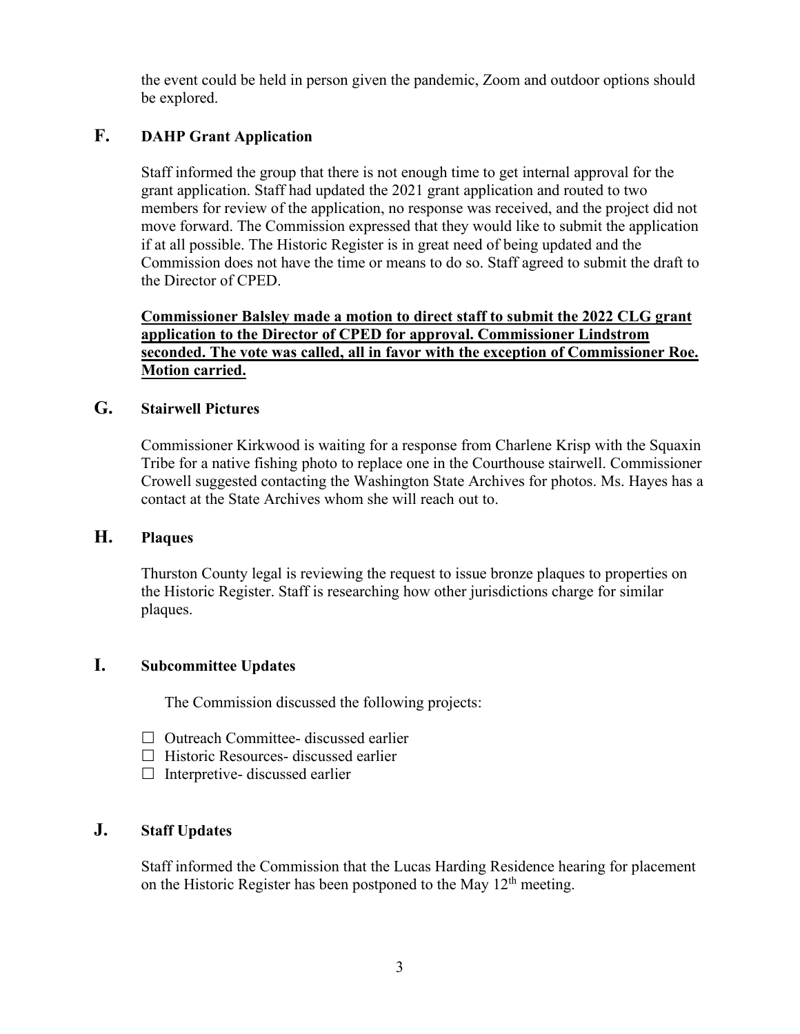the event could be held in person given the pandemic, Zoom and outdoor options should be explored.

## F. DAHP Grant Application

Staff informed the group that there is not enough time to get internal approval for the grant application. Staff had updated the 2021 grant application and routed to two members for review of the application, no response was received, and the project did not move forward. The Commission expressed that they would like to submit the application if at all possible. The Historic Register is in great need of being updated and the Commission does not have the time or means to do so. Staff agreed to submit the draft to the Director of CPED.

**Commissioner Balsley made a motion to direct staff to submit the 2022 CLG grant application to the Director of CPED for approval. Commissioner Lindstrom seconded. The vote was called, all in favor with the exception of Commissioner Roe. Motion carried.**

## G. Stairwell Pictures

Commissioner Kirkwood is waiting for a response from Charlene Krisp with the Squaxin Tribe for a native fishing photo to replace one in the Courthouse stairwell. Commissioner Crowell suggested contacting the Washington State Archives for photos. Ms. Hayes has a contact at the State Archives whom she will reach out to.

## H. Plaques

Thurston County legal is reviewing the request to issue bronze plaques to properties on the Historic Register. Staff is researching how other jurisdictions charge for similar plaques.

## I. Subcommittee Updates

The Commission discussed the following projects:

- ☐ Outreach Committee- discussed earlier
- ☐ Historic Resources- discussed earlier
- ☐ Interpretive- discussed earlier

## J. Staff Updates

Staff informed the Commission that the Lucas Harding Residence hearing for placement on the Historic Register has been postponed to the May 12th meeting.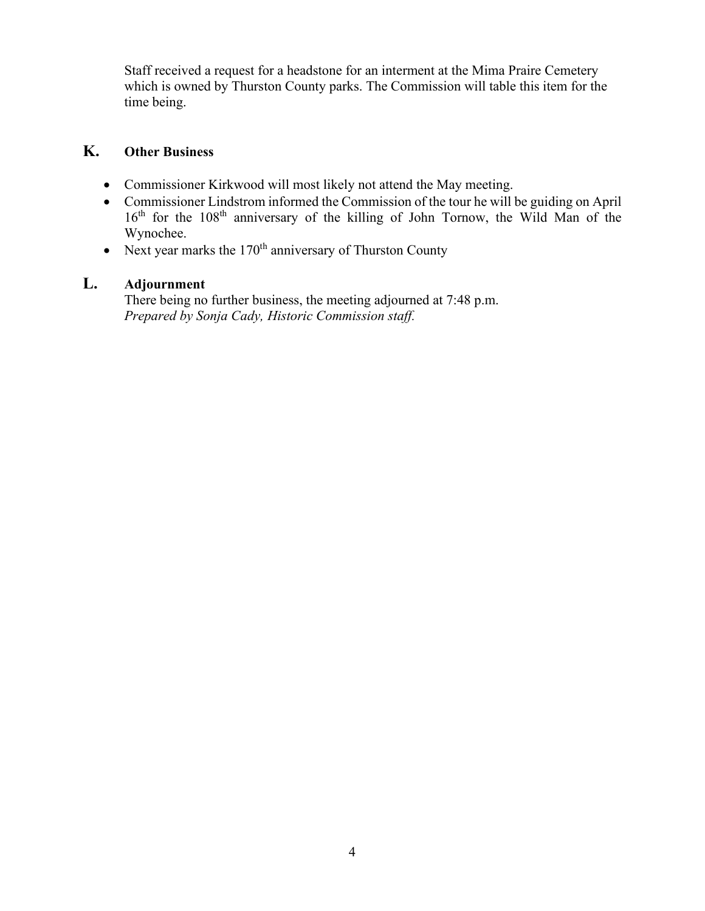Staff received a request for a headstone for an interment at the Mima Praire Cemetery which is owned by Thurston County parks. The Commission will table this item for the time being.

## K. Other Business

- Commissioner Kirkwood will most likely not attend the May meeting.
- Commissioner Lindstrom informed the Commission of the tour he will be guiding on April 16th for the 108th anniversary of the killing of John Tornow, the Wild Man of the Wynochee.
- Next year marks the 170th anniversary of Thurston County

## L. Adjournment

There being no further business, the meeting adjourned at 7:48 p.m.
*Prepared by Sonja Cady, Historic Commission staff.*